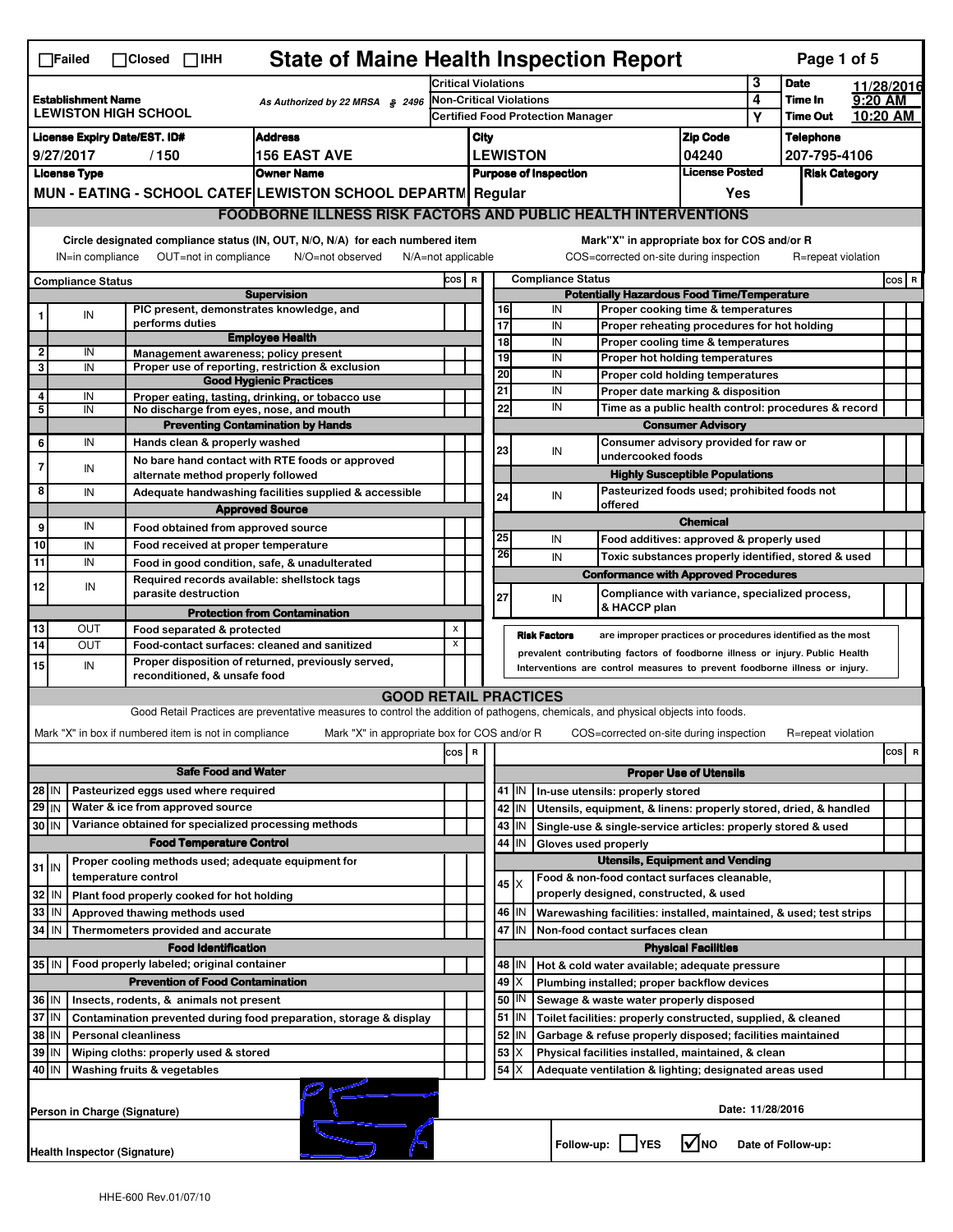☐Failed ☐Closed ☐IHH

# State of Maine Health Inspection Report

| Establishment Name | As Authorized by 22 MRSA § 2496 | Critical Violations | 3 | Date | 11/28/2016 |
|---|---|---|---|---|---|
| LEWISTON HIGH SCHOOL | | Non-Critical Violations | 4 | Time In | 9:20 AM |
| | | Certified Food Protection Manager | Y | Time Out | 10:20 AM |

| License Expiry Date/EST. ID# | Address | City | Zip Code | Telephone |
|---|---|---|---|---|
| 9/27/2017 / 150 | 156 EAST AVE | LEWISTON | 04240 | 207-795-4106 |

| License Type | Owner Name | Purpose of Inspection | License Posted | Risk Category |
|---|---|---|---|---|
| MUN - EATING - SCHOOL CATEF | LEWISTON SCHOOL DEPARTM | Regular | Yes | |

## FOODBORNE ILLNESS RISK FACTORS AND PUBLIC HEALTH INTERVENTIONS

Circle designated compliance status (IN, OUT, N/O, N/A) for each numbered item. IN=in compliance OUT=not in compliance N/O=not observed N/A=not applicable

Mark "X" in appropriate box for COS and/or R. COS=corrected on-site during inspection R=repeat violation

| # | Compliance Status | Item | COS | R |
|---|---|---|---|---|
| | | **Supervision** | | |
| 1 | IN | PIC present, demonstrates knowledge, and performs duties | | |
| | | **Employee Health** | | |
| 2 | IN | Management awareness; policy present | | |
| 3 | IN | Proper use of reporting, restriction & exclusion | | |
| | | **Good Hygienic Practices** | | |
| 4 | IN | Proper eating, tasting, drinking, or tobacco use | | |
| 5 | IN | No discharge from eyes, nose, and mouth | | |
| | | **Preventing Contamination by Hands** | | |
| 6 | IN | Hands clean & properly washed | | |
| 7 | IN | No bare hand contact with RTE foods or approved alternate method properly followed | | |
| 8 | IN | Adequate handwashing facilities supplied & accessible | | |
| | | **Approved Source** | | |
| 9 | IN | Food obtained from approved source | | |
| 10 | IN | Food received at proper temperature | | |
| 11 | IN | Food in good condition, safe, & unadulterated | | |
| 12 | IN | Required records available: shellstock tags parasite destruction | | |
| | | **Protection from Contamination** | | |
| 13 | OUT | Food separated & protected | X | |
| 14 | OUT | Food-contact surfaces: cleaned and sanitized | X | |
| 15 | IN | Proper disposition of returned, previously served, reconditioned, & unsafe food | | |
| | | **Potentially Hazardous Food Time/Temperature** | | |
| 16 | IN | Proper cooking time & temperatures | | |
| 17 | IN | Proper reheating procedures for hot holding | | |
| 18 | IN | Proper cooling time & temperatures | | |
| 19 | IN | Proper hot holding temperatures | | |
| 20 | IN | Proper cold holding temperatures | | |
| 21 | IN | Proper date marking & disposition | | |
| 22 | IN | Time as a public health control: procedures & record | | |
| | | **Consumer Advisory** | | |
| 23 | IN | Consumer advisory provided for raw or undercooked foods | | |
| | | **Highly Susceptible Populations** | | |
| 24 | IN | Pasteurized foods used; prohibited foods not offered | | |
| | | **Chemical** | | |
| 25 | IN | Food additives: approved & properly used | | |
| 26 | IN | Toxic substances properly identified, stored & used | | |
| | | **Conformance with Approved Procedures** | | |
| 27 | IN | Compliance with variance, specialized process, & HACCP plan | | |

**Risk Factors** are improper practices or procedures identified as the most prevalent contributing factors of foodborne illness or injury. Public Health Interventions are control measures to prevent foodborne illness or injury.

## GOOD RETAIL PRACTICES

Good Retail Practices are preventative measures to control the addition of pathogens, chemicals, and physical objects into foods.

Mark "X" in box if numbered item is not in compliance. Mark "X" in appropriate box for COS and/or R. COS=corrected on-site during inspection R=repeat violation

| # | Status | Item | COS | R |
|---|---|---|---|---|
| | | **Safe Food and Water** | | |
| 28 | IN | Pasteurized eggs used where required | | |
| 29 | IN | Water & ice from approved source | | |
| 30 | IN | Variance obtained for specialized processing methods | | |
| | | **Food Temperature Control** | | |
| 31 | IN | Proper cooling methods used; adequate equipment for temperature control | | |
| 32 | IN | Plant food properly cooked for hot holding | | |
| 33 | IN | Approved thawing methods used | | |
| 34 | IN | Thermometers provided and accurate | | |
| | | **Food Identification** | | |
| 35 | IN | Food properly labeled; original container | | |
| | | **Prevention of Food Contamination** | | |
| 36 | IN | Insects, rodents, & animals not present | | |
| 37 | IN | Contamination prevented during food preparation, storage & display | | |
| 38 | IN | Personal cleanliness | | |
| 39 | IN | Wiping cloths: properly used & stored | | |
| 40 | IN | Washing fruits & vegetables | | |
| | | **Proper Use of Utensils** | | |
| 41 | IN | In-use utensils: properly stored | | |
| 42 | IN | Utensils, equipment, & linens: properly stored, dried, & handled | | |
| 43 | IN | Single-use & single-service articles: properly stored & used | | |
| 44 | IN | Gloves used properly | | |
| | | **Utensils, Equipment and Vending** | | |
| 45 | X | Food & non-food contact surfaces cleanable, properly designed, constructed, & used | | |
| 46 | IN | Warewashing facilities: installed, maintained, & used; test strips | | |
| 47 | IN | Non-food contact surfaces clean | | |
| | | **Physical Facilities** | | |
| 48 | IN | Hot & cold water available; adequate pressure | | |
| 49 | X | Plumbing installed; proper backflow devices | | |
| 50 | IN | Sewage & waste water properly disposed | | |
| 51 | IN | Toilet facilities: properly constructed, supplied, & cleaned | | |
| 52 | IN | Garbage & refuse properly disposed; facilities maintained | | |
| 53 | X | Physical facilities installed, maintained, & clean | | |
| 54 | X | Adequate ventilation & lighting; designated areas used | | |

Person in Charge (Signature)

Date: 11/28/2016

Health Inspector (Signature)

Follow-up: ☐ YES ☑ NO Date of Follow-up:

HHE-600 Rev.01/07/10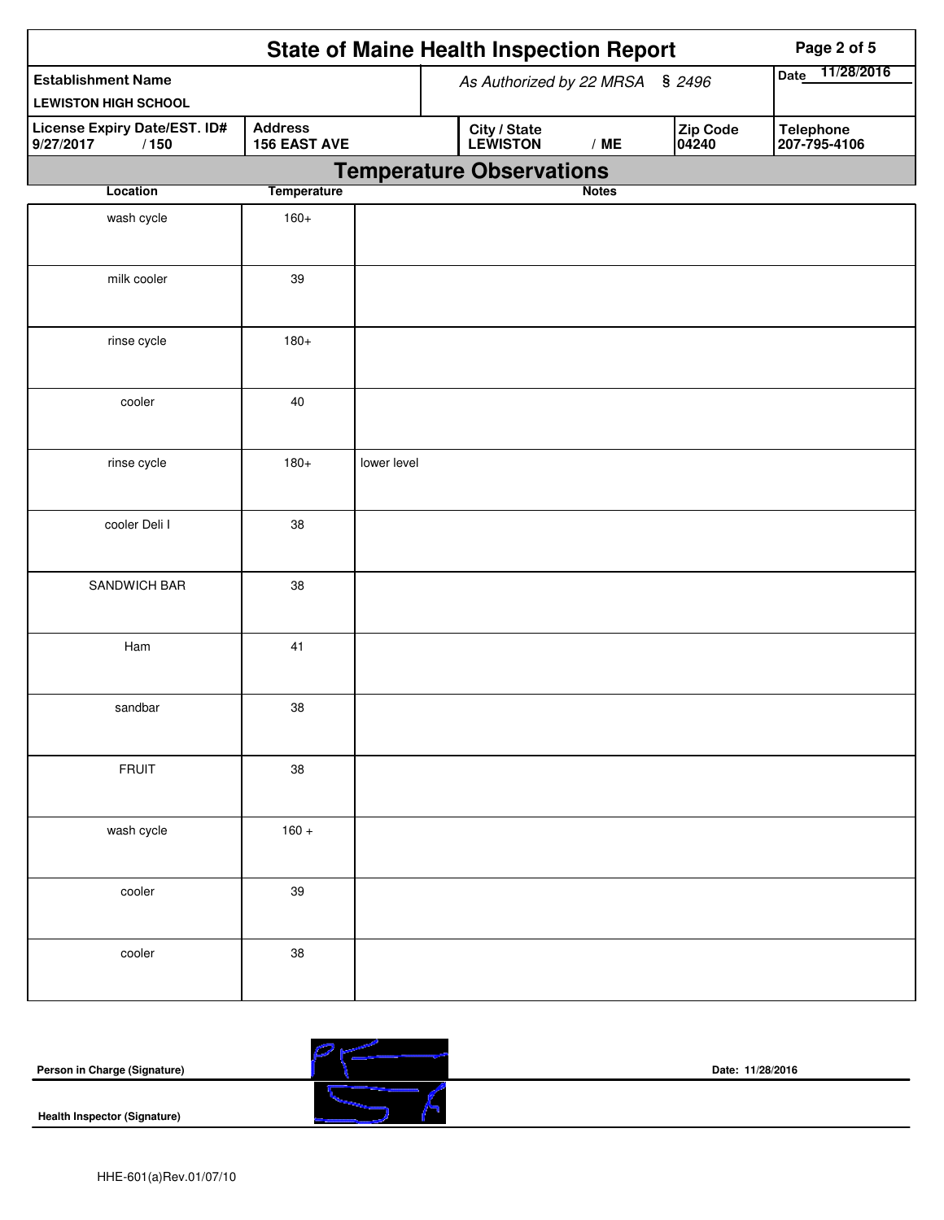# State of Maine Health Inspection Report

| Establishment Name | As Authorized by 22 MRSA § 2496 | Date 11/28/2016 |
|---|---|---|
| LEWISTON HIGH SCHOOL | | |

| License Expiry Date/EST. ID# | Address | City / State | Zip Code | Telephone |
|---|---|---|---|---|
| 9/27/2017 / 150 | 156 EAST AVE | LEWISTON / ME | 04240 | 207-795-4106 |

## Temperature Observations

| Location | Temperature | Notes |
|---|---|---|
| wash cycle | 160+ | |
| milk cooler | 39 | |
| rinse cycle | 180+ | |
| cooler | 40 | |
| rinse cycle | 180+ | lower level |
| cooler Deli I | 38 | |
| SANDWICH BAR | 38 | |
| Ham | 41 | |
| sandbar | 38 | |
| FRUIT | 38 | |
| wash cycle | 160 + | |
| cooler | 39 | |
| cooler | 38 | |

**Person in Charge (Signature)** Date: 11/28/2016

**Health Inspector (Signature)**

HHE-601(a)Rev.01/07/10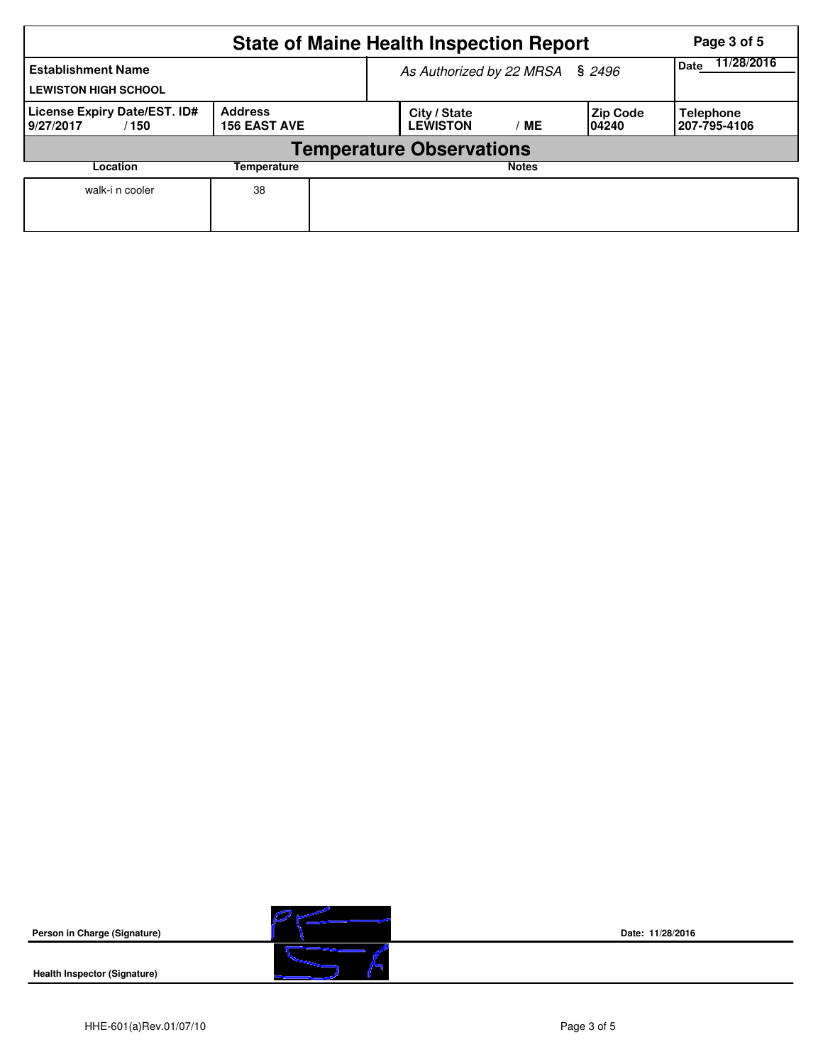# State of Maine Health Inspection Report

| Establishment Name | As Authorized by 22 MRSA § 2496 | Date 11/28/2016 |
|---|---|---|
| LEWISTON HIGH SCHOOL | | |

| License Expiry Date/EST. ID# | Address | City / State | Zip Code | Telephone |
|---|---|---|---|---|
| 9/27/2017 / 150 | 156 EAST AVE | LEWISTON / ME | 04240 | 207-795-4106 |

## Temperature Observations

| Location | Temperature | Notes |
|---|---|---|
| walk-i n cooler | 38 | |

**Person in Charge (Signature)**

**Date:** 11/28/2016

**Health Inspector (Signature)**

HHE-601(a)Rev.01/07/10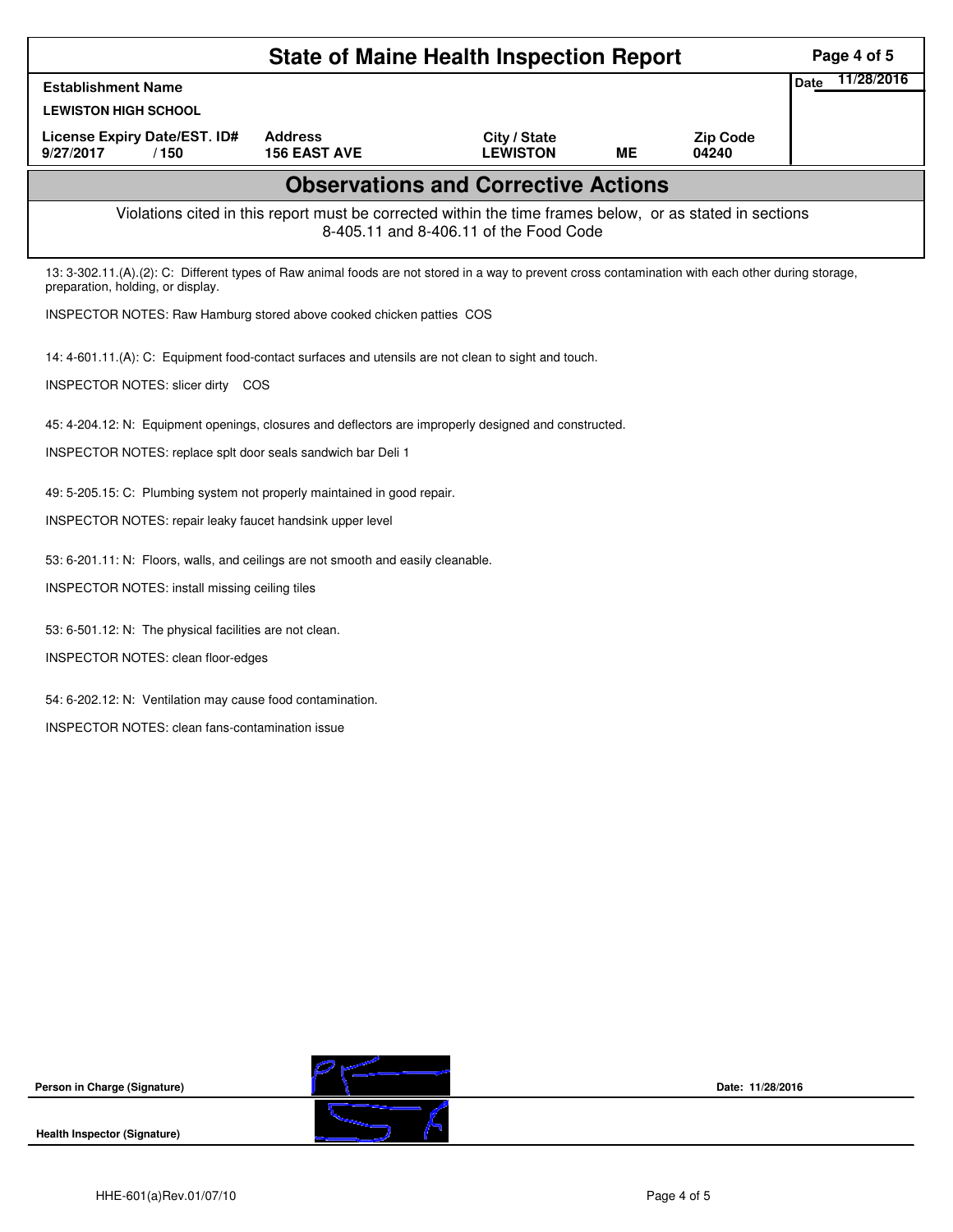# State of Maine Health Inspection Report

| Establishment Name | | | | | Date 11/28/2016 |
|---|---|---|---|---|---|
| LEWISTON HIGH SCHOOL | | | | | |
| License Expiry Date/EST. ID# | Address | City / State | | Zip Code | |
| 9/27/2017 / 150 | 156 EAST AVE | LEWISTON | ME | 04240 | |

## Observations and Corrective Actions

Violations cited in this report must be corrected within the time frames below, or as stated in sections 8-405.11 and 8-406.11 of the Food Code

13: 3-302.11.(A).(2): C: Different types of Raw animal foods are not stored in a way to prevent cross contamination with each other during storage, preparation, holding, or display.

INSPECTOR NOTES: Raw Hamburg stored above cooked chicken patties COS

14: 4-601.11.(A): C: Equipment food-contact surfaces and utensils are not clean to sight and touch.

INSPECTOR NOTES: slicer dirty COS

45: 4-204.12: N: Equipment openings, closures and deflectors are improperly designed and constructed.

INSPECTOR NOTES: replace splt door seals sandwich bar Deli 1

49: 5-205.15: C: Plumbing system not properly maintained in good repair.

INSPECTOR NOTES: repair leaky faucet handsink upper level

53: 6-201.11: N: Floors, walls, and ceilings are not smooth and easily cleanable.

INSPECTOR NOTES: install missing ceiling tiles

53: 6-501.12: N: The physical facilities are not clean.

INSPECTOR NOTES: clean floor-edges

54: 6-202.12: N: Ventilation may cause food contamination.

INSPECTOR NOTES: clean fans-contamination issue

**Person in Charge (Signature)** Date: 11/28/2016

**Health Inspector (Signature)**

HHE-601(a)Rev.01/07/10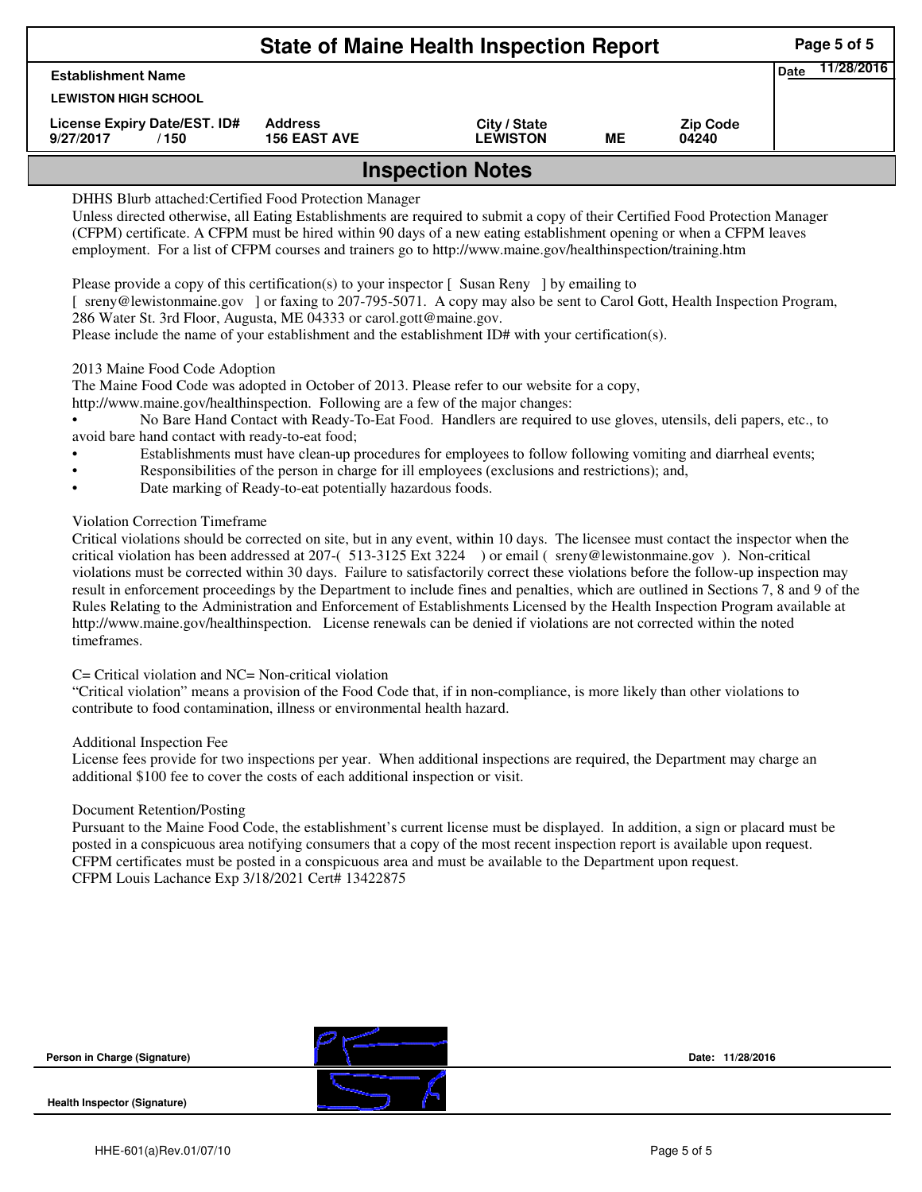# State of Maine Health Inspection Report

| Establishment Name | | | | | Date 11/28/2016 |
|---|---|---|---|---|---|
| LEWISTON HIGH SCHOOL | | | | | |
| License Expiry Date/EST. ID# | Address | City / State | | Zip Code | |
| 9/27/2017 / 150 | 156 EAST AVE | LEWISTON | ME | 04240 | |

## Inspection Notes

DHHS Blurb attached:Certified Food Protection Manager

Unless directed otherwise, all Eating Establishments are required to submit a copy of their Certified Food Protection Manager (CFPM) certificate. A CFPM must be hired within 90 days of a new eating establishment opening or when a CFPM leaves employment. For a list of CFPM courses and trainers go to http://www.maine.gov/healthinspection/training.htm

Please provide a copy of this certification(s) to your inspector [ Susan Reny ] by emailing to [ sreny@lewistonmaine.gov ] or faxing to 207-795-5071. A copy may also be sent to Carol Gott, Health Inspection Program, 286 Water St. 3rd Floor, Augusta, ME 04333 or carol.gott@maine.gov.

Please include the name of your establishment and the establishment ID# with your certification(s).

2013 Maine Food Code Adoption

The Maine Food Code was adopted in October of 2013. Please refer to our website for a copy, http://www.maine.gov/healthinspection. Following are a few of the major changes:

- No Bare Hand Contact with Ready-To-Eat Food. Handlers are required to use gloves, utensils, deli papers, etc., to avoid bare hand contact with ready-to-eat food;
- Establishments must have clean-up procedures for employees to follow following vomiting and diarrheal events;
- Responsibilities of the person in charge for ill employees (exclusions and restrictions); and,
- Date marking of Ready-to-eat potentially hazardous foods.

Violation Correction Timeframe

Critical violations should be corrected on site, but in any event, within 10 days. The licensee must contact the inspector when the critical violation has been addressed at 207-( 513-3125 Ext 3224 ) or email ( sreny@lewistonmaine.gov ). Non-critical violations must be corrected within 30 days. Failure to satisfactorily correct these violations before the follow-up inspection may result in enforcement proceedings by the Department to include fines and penalties, which are outlined in Sections 7, 8 and 9 of the Rules Relating to the Administration and Enforcement of Establishments Licensed by the Health Inspection Program available at http://www.maine.gov/healthinspection. License renewals can be denied if violations are not corrected within the noted timeframes.

C= Critical violation and NC= Non-critical violation

"Critical violation" means a provision of the Food Code that, if in non-compliance, is more likely than other violations to contribute to food contamination, illness or environmental health hazard.

Additional Inspection Fee

License fees provide for two inspections per year. When additional inspections are required, the Department may charge an additional $100 fee to cover the costs of each additional inspection or visit.

Document Retention/Posting

Pursuant to the Maine Food Code, the establishment's current license must be displayed. In addition, a sign or placard must be posted in a conspicuous area notifying consumers that a copy of the most recent inspection report is available upon request. CFPM certificates must be posted in a conspicuous area and must be available to the Department upon request.

CFPM Louis Lachance Exp 3/18/2021 Cert# 13422875

Person in Charge (Signature) Date: 11/28/2016

Health Inspector (Signature)

HHE-601(a)Rev.01/07/10